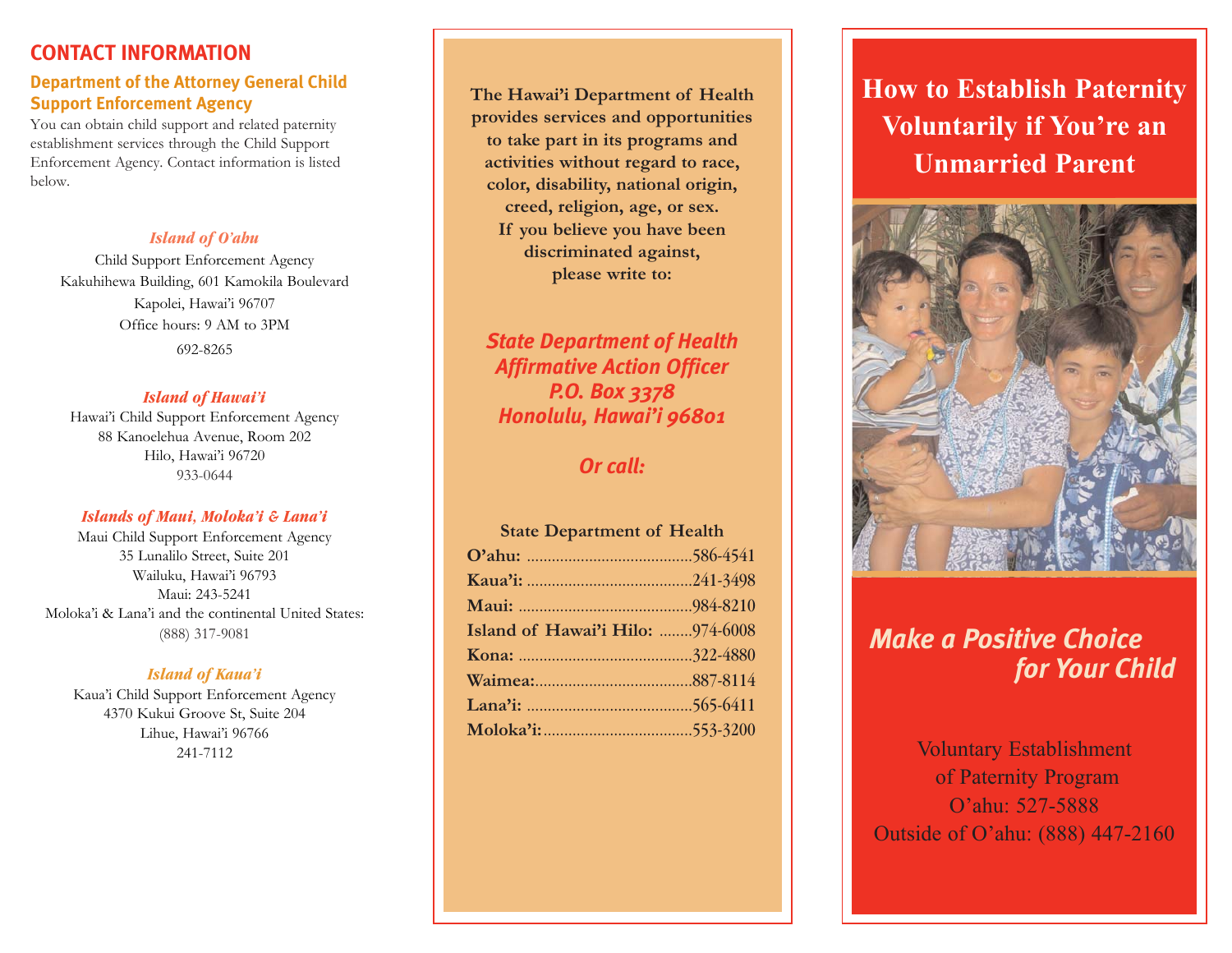## CONTACT INFORMATION

### Department of the Attorney General Child Support Enforcement Agency

You can obtain child support and related paternity establishment services through the Child Support Enforcement Agency. Contact information is listed below.

***Island of O'ahu***

Child Support Enforcement Agency
Kakuhihewa Building, 601 Kamokila Boulevard
Kapolei, Hawai'i 96707
Office hours: 9 AM to 3PM
692-8265

***Island of Hawai'i***

Hawai'i Child Support Enforcement Agency
88 Kanoelehua Avenue, Room 202
Hilo, Hawai'i 96720
933-0644

***Islands of Maui, Moloka'i & Lana'i***

Maui Child Support Enforcement Agency
35 Lunalilo Street, Suite 201
Wailuku, Hawai'i 96793
Maui: 243-5241
Moloka'i & Lana'i and the continental United States:
(888) 317-9081

***Island of Kaua'i***

Kaua'i Child Support Enforcement Agency
4370 Kukui Groove St, Suite 204
Lihue, Hawai'i 96766
241-7112

**The Hawai'i Department of Health provides services and opportunities to take part in its programs and activities without regard to race, color, disability, national origin, creed, religion, age, or sex. If you believe you have been discriminated against, please write to:**

***State Department of Health***
***Affirmative Action Officer***
***P.O. Box 3378***
***Honolulu, Hawai'i 96801***

***Or call:***

**State Department of Health**

**O'ahu:** ........................................586-4541
**Kaua'i:** ........................................241-3498
**Maui:** ..........................................984-8210
**Island of Hawai'i Hilo:** ........974-6008
**Kona:** ..........................................322-4880
**Waimea:**......................................887-8114
**Lana'i:** ........................................565-6411
**Moloka'i:**....................................553-3200

# How to Establish Paternity Voluntarily if You're an Unmarried Parent

***Make a Positive Choice for Your Child***

Voluntary Establishment of Paternity Program
O'ahu: 527-5888
Outside of O'ahu: (888) 447-2160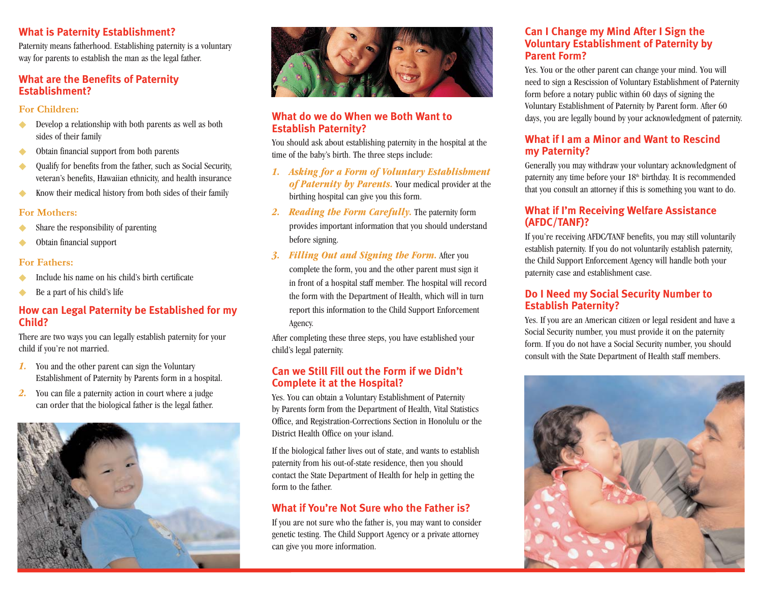## What is Paternity Establishment?

Paternity means fatherhood. Establishing paternity is a voluntary way for parents to establish the man as the legal father.

## What are the Benefits of Paternity Establishment?

### For Children:

- Develop a relationship with both parents as well as both sides of their family
- Obtain financial support from both parents
- Qualify for benefits from the father, such as Social Security, veteran's benefits, Hawaiian ethnicity, and health insurance
- Know their medical history from both sides of their family

### For Mothers:

- Share the responsibility of parenting
- Obtain financial support

### For Fathers:

- Include his name on his child's birth certificate
- Be a part of his child's life

## How can Legal Paternity be Established for my Child?

There are two ways you can legally establish paternity for your child if you're not married.

1. You and the other parent can sign the Voluntary Establishment of Paternity by Parents form in a hospital.
2. You can file a paternity action in court where a judge can order that the biological father is the legal father.

## What do we do When we Both Want to Establish Paternity?

You should ask about establishing paternity in the hospital at the time of the baby's birth. The three steps include:

1. ***Asking for a Form of Voluntary Establishment of Paternity by Parents.*** Your medical provider at the birthing hospital can give you this form.
2. ***Reading the Form Carefully.*** The paternity form provides important information that you should understand before signing.
3. ***Filling Out and Signing the Form.*** After you complete the form, you and the other parent must sign it in front of a hospital staff member. The hospital will record the form with the Department of Health, which will in turn report this information to the Child Support Enforcement Agency.

After completing these three steps, you have established your child's legal paternity.

## Can we Still Fill out the Form if we Didn't Complete it at the Hospital?

Yes. You can obtain a Voluntary Establishment of Paternity by Parents form from the Department of Health, Vital Statistics Office, and Registration-Corrections Section in Honolulu or the District Health Office on your island.

If the biological father lives out of state, and wants to establish paternity from his out-of-state residence, then you should contact the State Department of Health for help in getting the form to the father.

## What if You're Not Sure who the Father is?

If you are not sure who the father is, you may want to consider genetic testing. The Child Support Agency or a private attorney can give you more information.

## Can I Change my Mind After I Sign the Voluntary Establishment of Paternity by Parent Form?

Yes. You or the other parent can change your mind. You will need to sign a Rescission of Voluntary Establishment of Paternity form before a notary public within 60 days of signing the Voluntary Establishment of Paternity by Parent form. After 60 days, you are legally bound by your acknowledgment of paternity.

## What if I am a Minor and Want to Rescind my Paternity?

Generally you may withdraw your voluntary acknowledgment of paternity any time before your 18th birthday. It is recommended that you consult an attorney if this is something you want to do.

## What if I'm Receiving Welfare Assistance (AFDC/TANF)?

If you're receiving AFDC/TANF benefits, you may still voluntarily establish paternity. If you do not voluntarily establish paternity, the Child Support Enforcement Agency will handle both your paternity case and establishment case.

## Do I Need my Social Security Number to Establish Paternity?

Yes. If you are an American citizen or legal resident and have a Social Security number, you must provide it on the paternity form. If you do not have a Social Security number, you should consult with the State Department of Health staff members.